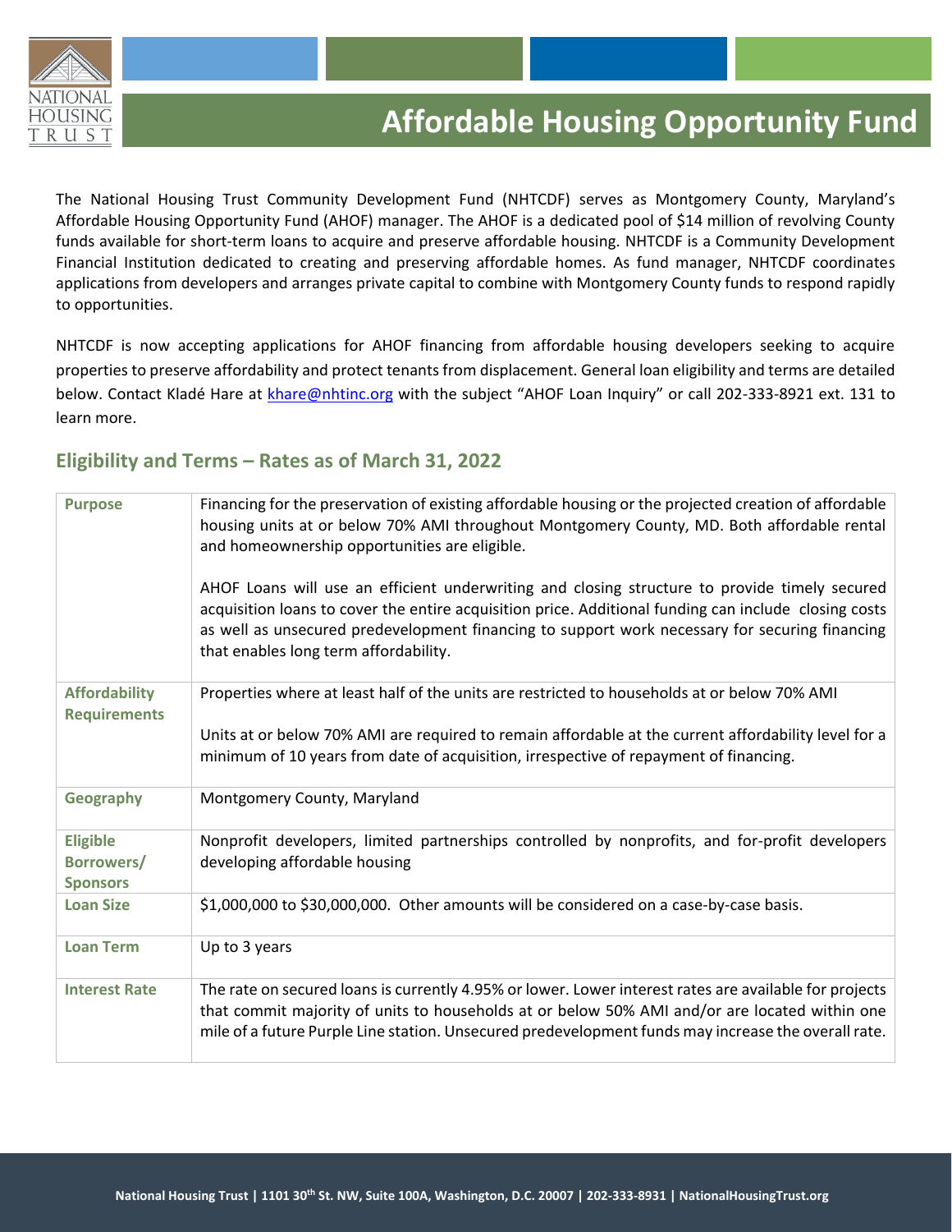# Affordable Housing Opportunity Fund

The National Housing Trust Community Development Fund (NHTCDF) serves as Montgomery County, Maryland's Affordable Housing Opportunity Fund (AHOF) manager. The AHOF is a dedicated pool of $14 million of revolving County funds available for short-term loans to acquire and preserve affordable housing. NHTCDF is a Community Development Financial Institution dedicated to creating and preserving affordable homes. As fund manager, NHTCDF coordinates applications from developers and arranges private capital to combine with Montgomery County funds to respond rapidly to opportunities.

NHTCDF is now accepting applications for AHOF financing from affordable housing developers seeking to acquire properties to preserve affordability and protect tenants from displacement. General loan eligibility and terms are detailed below. Contact Kladé Hare at [khare@nhtinc.org](mailto:khare@nhtinc.org) with the subject "AHOF Loan Inquiry" or call 202-333-8921 ext. 131 to learn more.

## Eligibility and Terms – Rates as of March 31, 2022

| | |
|---|---|
| **Purpose** | Financing for the preservation of existing affordable housing or the projected creation of affordable housing units at or below 70% AMI throughout Montgomery County, MD. Both affordable rental and homeownership opportunities are eligible.<br><br>AHOF Loans will use an efficient underwriting and closing structure to provide timely secured acquisition loans to cover the entire acquisition price. Additional funding can include closing costs as well as unsecured predevelopment financing to support work necessary for securing financing that enables long term affordability. |
| **Affordability Requirements** | Properties where at least half of the units are restricted to households at or below 70% AMI<br><br>Units at or below 70% AMI are required to remain affordable at the current affordability level for a minimum of 10 years from date of acquisition, irrespective of repayment of financing. |
| **Geography** | Montgomery County, Maryland |
| **Eligible Borrowers/ Sponsors** | Nonprofit developers, limited partnerships controlled by nonprofits, and for-profit developers developing affordable housing |
| **Loan Size** | $1,000,000 to $30,000,000. Other amounts will be considered on a case-by-case basis. |
| **Loan Term** | Up to 3 years |
| **Interest Rate** | The rate on secured loans is currently 4.95% or lower. Lower interest rates are available for projects that commit majority of units to households at or below 50% AMI and/or are located within one mile of a future Purple Line station. Unsecured predevelopment funds may increase the overall rate. |

National Housing Trust | 1101 30th St. NW, Suite 100A, Washington, D.C. 20007 | 202-333-8931 | NationalHousingTrust.org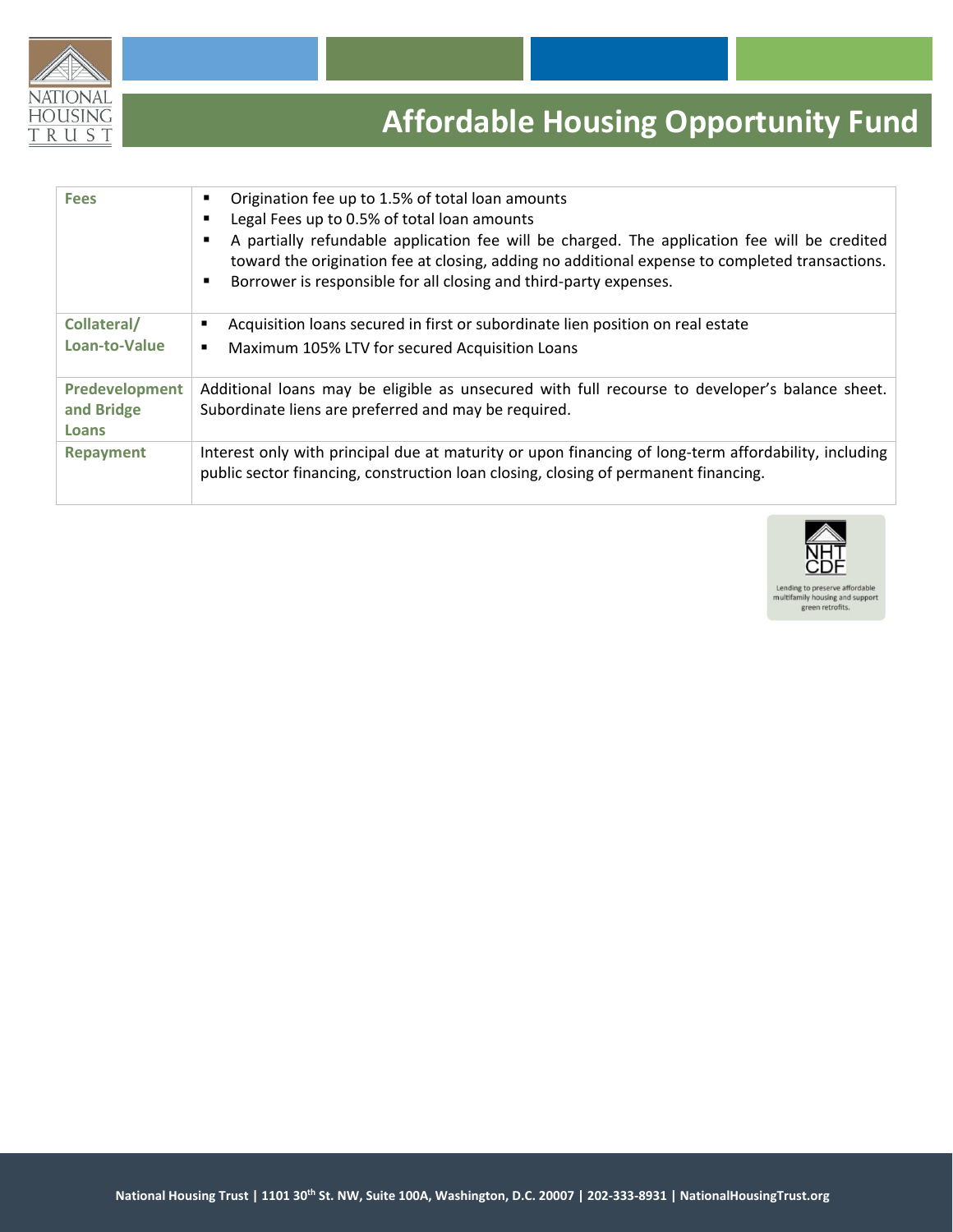| | |
|---|---|
| **Fees** | ▪ Origination fee up to 1.5% of total loan amounts<br>▪ Legal Fees up to 0.5% of total loan amounts<br>▪ A partially refundable application fee will be charged. The application fee will be credited toward the origination fee at closing, adding no additional expense to completed transactions.<br>▪ Borrower is responsible for all closing and third-party expenses. |
| **Collateral/ Loan-to-Value** | ▪ Acquisition loans secured in first or subordinate lien position on real estate<br>▪ Maximum 105% LTV for secured Acquisition Loans |
| **Predevelopment and Bridge Loans** | Additional loans may be eligible as unsecured with full recourse to developer's balance sheet. Subordinate liens are preferred and may be required. |
| **Repayment** | Interest only with principal due at maturity or upon financing of long-term affordability, including public sector financing, construction loan closing, closing of permanent financing. |

NHT CDF

Lending to preserve affordable multifamily housing and support green retrofits.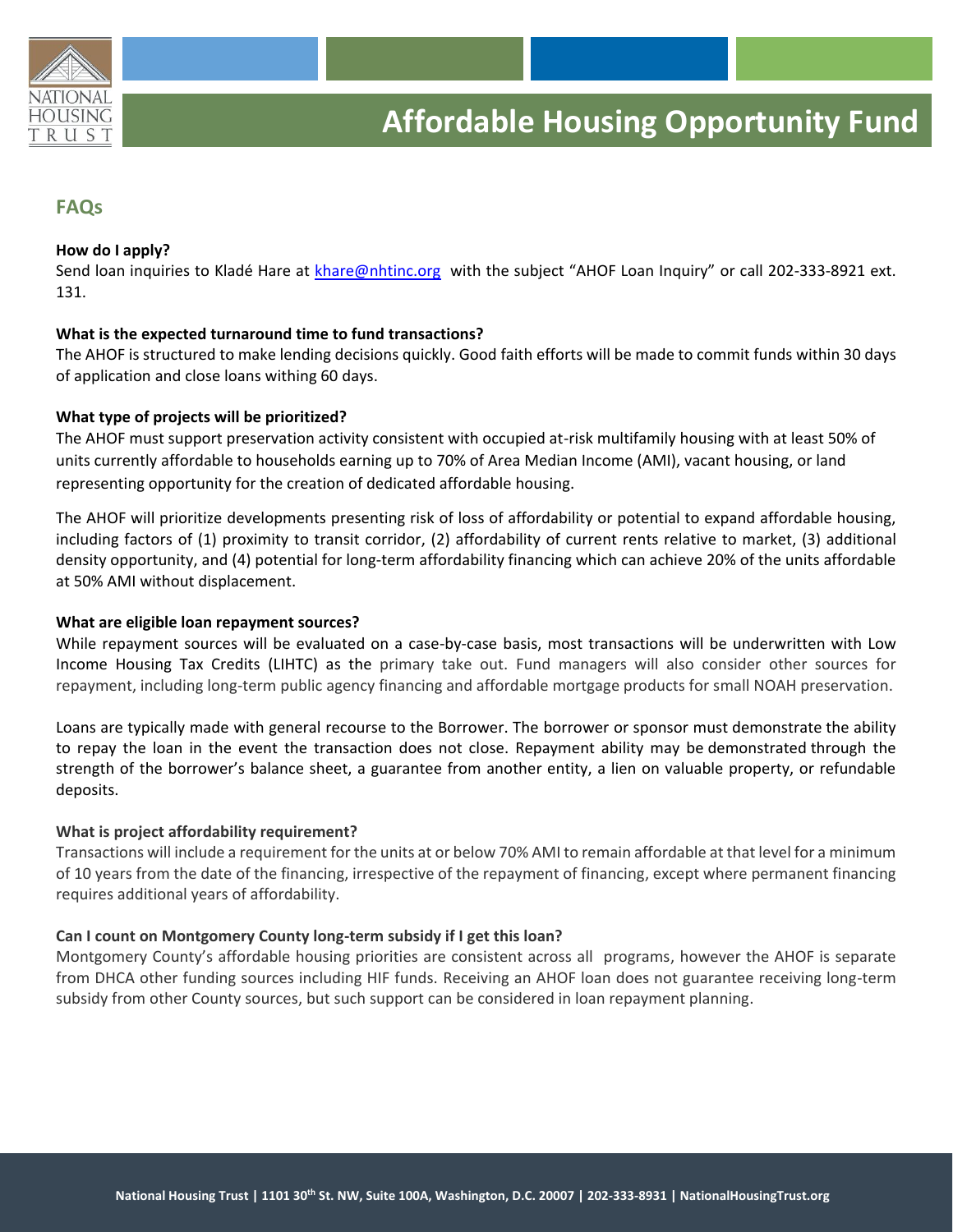# Affordable Housing Opportunity Fund

## FAQs

**How do I apply?**

Send loan inquiries to Kladé Hare at khare@nhtinc.org with the subject "AHOF Loan Inquiry" or call 202-333-8921 ext. 131.

**What is the expected turnaround time to fund transactions?**

The AHOF is structured to make lending decisions quickly. Good faith efforts will be made to commit funds within 30 days of application and close loans withing 60 days.

**What type of projects will be prioritized?**

The AHOF must support preservation activity consistent with occupied at-risk multifamily housing with at least 50% of units currently affordable to households earning up to 70% of Area Median Income (AMI), vacant housing, or land representing opportunity for the creation of dedicated affordable housing.

The AHOF will prioritize developments presenting risk of loss of affordability or potential to expand affordable housing, including factors of (1) proximity to transit corridor, (2) affordability of current rents relative to market, (3) additional density opportunity, and (4) potential for long-term affordability financing which can achieve 20% of the units affordable at 50% AMI without displacement.

**What are eligible loan repayment sources?**

While repayment sources will be evaluated on a case-by-case basis, most transactions will be underwritten with Low Income Housing Tax Credits (LIHTC) as the primary take out. Fund managers will also consider other sources for repayment, including long-term public agency financing and affordable mortgage products for small NOAH preservation.

Loans are typically made with general recourse to the Borrower. The borrower or sponsor must demonstrate the ability to repay the loan in the event the transaction does not close. Repayment ability may be demonstrated through the strength of the borrower's balance sheet, a guarantee from another entity, a lien on valuable property, or refundable deposits.

**What is project affordability requirement?**

Transactions will include a requirement for the units at or below 70% AMI to remain affordable at that level for a minimum of 10 years from the date of the financing, irrespective of the repayment of financing, except where permanent financing requires additional years of affordability.

**Can I count on Montgomery County long-term subsidy if I get this loan?**

Montgomery County's affordable housing priorities are consistent across all programs, however the AHOF is separate from DHCA other funding sources including HIF funds. Receiving an AHOF loan does not guarantee receiving long-term subsidy from other County sources, but such support can be considered in loan repayment planning.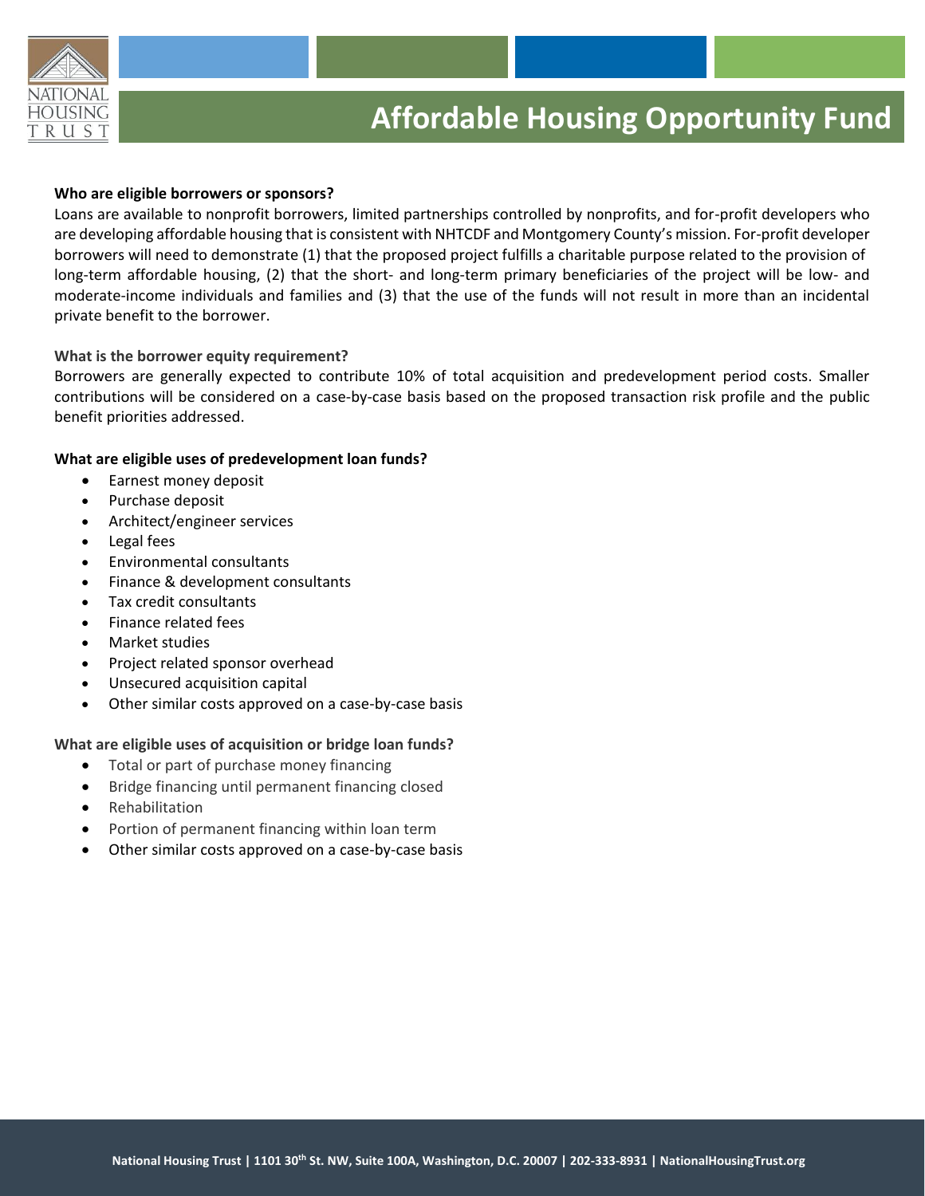# Affordable Housing Opportunity Fund

**Who are eligible borrowers or sponsors?**

Loans are available to nonprofit borrowers, limited partnerships controlled by nonprofits, and for-profit developers who are developing affordable housing that is consistent with NHTCDF and Montgomery County's mission. For-profit developer borrowers will need to demonstrate (1) that the proposed project fulfills a charitable purpose related to the provision of long-term affordable housing, (2) that the short- and long-term primary beneficiaries of the project will be low- and moderate-income individuals and families and (3) that the use of the funds will not result in more than an incidental private benefit to the borrower.

**What is the borrower equity requirement?**

Borrowers are generally expected to contribute 10% of total acquisition and predevelopment period costs. Smaller contributions will be considered on a case-by-case basis based on the proposed transaction risk profile and the public benefit priorities addressed.

**What are eligible uses of predevelopment loan funds?**

- Earnest money deposit
- Purchase deposit
- Architect/engineer services
- Legal fees
- Environmental consultants
- Finance & development consultants
- Tax credit consultants
- Finance related fees
- Market studies
- Project related sponsor overhead
- Unsecured acquisition capital
- Other similar costs approved on a case-by-case basis

**What are eligible uses of acquisition or bridge loan funds?**

- Total or part of purchase money financing
- Bridge financing until permanent financing closed
- Rehabilitation
- Portion of permanent financing within loan term
- Other similar costs approved on a case-by-case basis